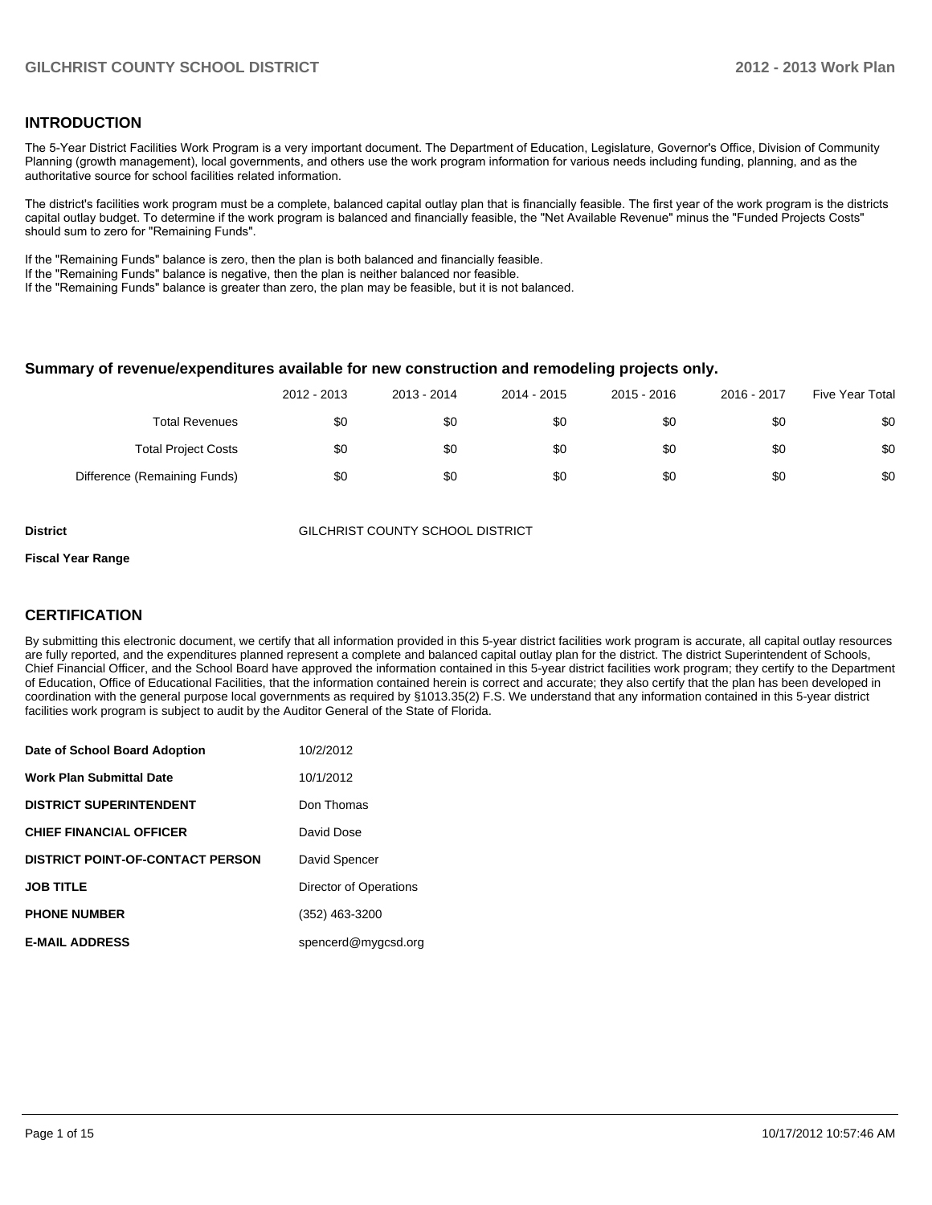## INTRODUCTION

The 5-Year District Facilities Work Program is a very important document. The Department of Education, Legislature, Governor's Office, Division of Community Planning (growth management), local governments, and others use the work program information for various needs including funding, planning, and as the authoritative source for school facilities related information.

The district's facilities work program must be a complete, balanced capital outlay plan that is financially feasible. The first year of the work program is the districts capital outlay budget. To determine if the work program is balanced and financially feasible, the "Net Available Revenue" minus the "Funded Projects Costs" should sum to zero for "Remaining Funds".

If the "Remaining Funds" balance is zero, then the plan is both balanced and financially feasible.
If the "Remaining Funds" balance is negative, then the plan is neither balanced nor feasible.
If the "Remaining Funds" balance is greater than zero, the plan may be feasible, but it is not balanced.

### Summary of revenue/expenditures available for new construction and remodeling projects only.

| | 2012 - 2013 | 2013 - 2014 | 2014 - 2015 | 2015 - 2016 | 2016 - 2017 | Five Year Total |
|---|---|---|---|---|---|---|
| Total Revenues | $0 | $0 | $0 | $0 | $0 | $0 |
| Total Project Costs | $0 | $0 | $0 | $0 | $0 | $0 |
| Difference (Remaining Funds) | $0 | $0 | $0 | $0 | $0 | $0 |

**District** GILCHRIST COUNTY SCHOOL DISTRICT

**Fiscal Year Range**

## CERTIFICATION

By submitting this electronic document, we certify that all information provided in this 5-year district facilities work program is accurate, all capital outlay resources are fully reported, and the expenditures planned represent a complete and balanced capital outlay plan for the district. The district Superintendent of Schools, Chief Financial Officer, and the School Board have approved the information contained in this 5-year district facilities work program; they certify to the Department of Education, Office of Educational Facilities, that the information contained herein is correct and accurate; they also certify that the plan has been developed in coordination with the general purpose local governments as required by §1013.35(2) F.S. We understand that any information contained in this 5-year district facilities work program is subject to audit by the Auditor General of the State of Florida.

| | |
|---|---|
| **Date of School Board Adoption** | 10/2/2012 |
| **Work Plan Submittal Date** | 10/1/2012 |
| **DISTRICT SUPERINTENDENT** | Don Thomas |
| **CHIEF FINANCIAL OFFICER** | David Dose |
| **DISTRICT POINT-OF-CONTACT PERSON** | David Spencer |
| **JOB TITLE** | Director of Operations |
| **PHONE NUMBER** | (352) 463-3200 |
| **E-MAIL ADDRESS** | spencerd@mygcsd.org |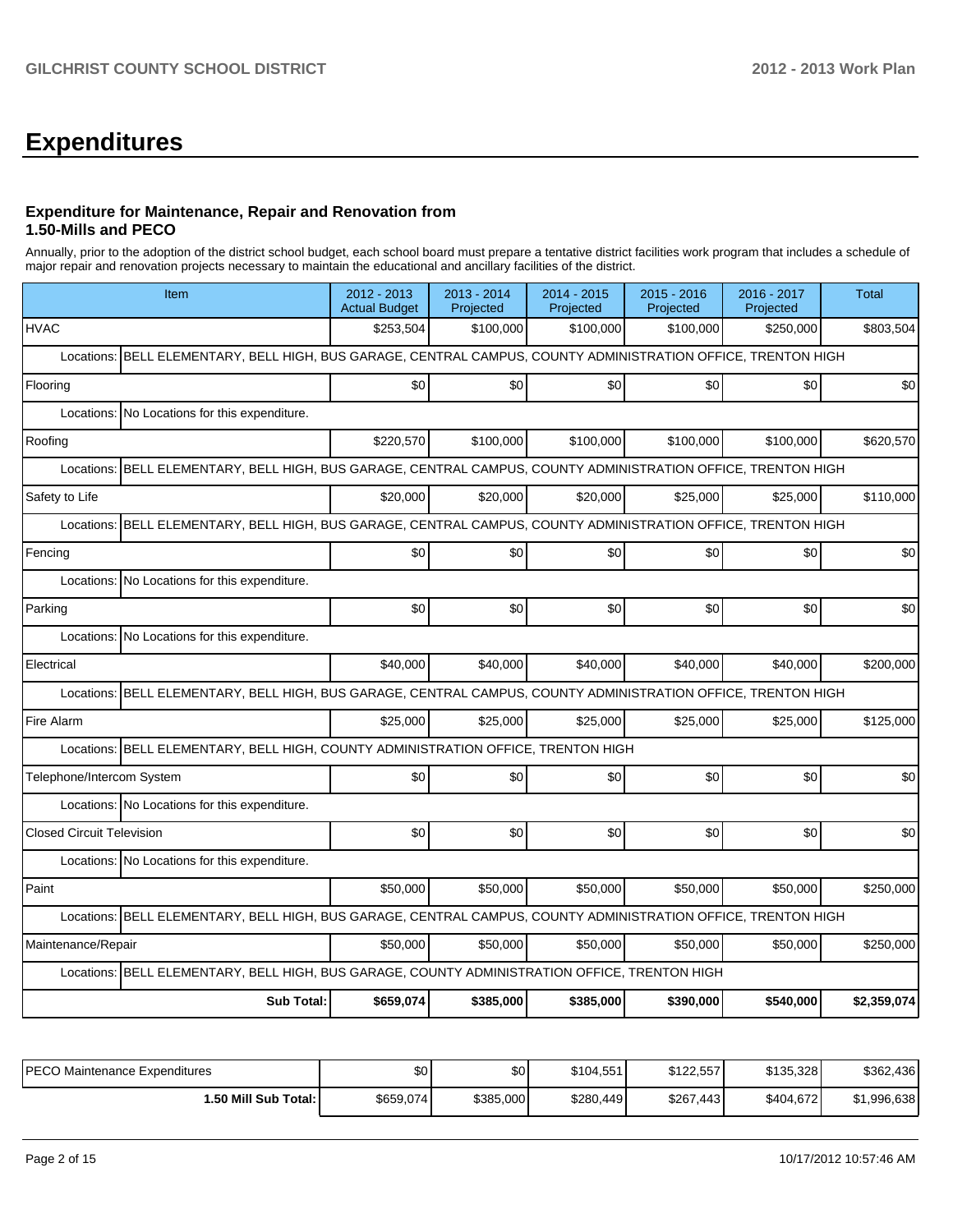# Expenditures

### Expenditure for Maintenance, Repair and Renovation from 1.50-Mills and PECO

Annually, prior to the adoption of the district school budget, each school board must prepare a tentative district facilities work program that includes a schedule of major repair and renovation projects necessary to maintain the educational and ancillary facilities of the district.

| Item | 2012 - 2013 Actual Budget | 2013 - 2014 Projected | 2014 - 2015 Projected | 2015 - 2016 Projected | 2016 - 2017 Projected | Total |
|---|---|---|---|---|---|---|
| HVAC | $253,504 | $100,000 | $100,000 | $100,000 | $250,000 | $803,504 |
| Locations: BELL ELEMENTARY, BELL HIGH, BUS GARAGE, CENTRAL CAMPUS, COUNTY ADMINISTRATION OFFICE, TRENTON HIGH | | | | | | |
| Flooring | $0 | $0 | $0 | $0 | $0 | $0 |
| Locations: No Locations for this expenditure. | | | | | | |
| Roofing | $220,570 | $100,000 | $100,000 | $100,000 | $100,000 | $620,570 |
| Locations: BELL ELEMENTARY, BELL HIGH, BUS GARAGE, CENTRAL CAMPUS, COUNTY ADMINISTRATION OFFICE, TRENTON HIGH | | | | | | |
| Safety to Life | $20,000 | $20,000 | $20,000 | $25,000 | $25,000 | $110,000 |
| Locations: BELL ELEMENTARY, BELL HIGH, BUS GARAGE, CENTRAL CAMPUS, COUNTY ADMINISTRATION OFFICE, TRENTON HIGH | | | | | | |
| Fencing | $0 | $0 | $0 | $0 | $0 | $0 |
| Locations: No Locations for this expenditure. | | | | | | |
| Parking | $0 | $0 | $0 | $0 | $0 | $0 |
| Locations: No Locations for this expenditure. | | | | | | |
| Electrical | $40,000 | $40,000 | $40,000 | $40,000 | $40,000 | $200,000 |
| Locations: BELL ELEMENTARY, BELL HIGH, BUS GARAGE, CENTRAL CAMPUS, COUNTY ADMINISTRATION OFFICE, TRENTON HIGH | | | | | | |
| Fire Alarm | $25,000 | $25,000 | $25,000 | $25,000 | $25,000 | $125,000 |
| Locations: BELL ELEMENTARY, BELL HIGH, COUNTY ADMINISTRATION OFFICE, TRENTON HIGH | | | | | | |
| Telephone/Intercom System | $0 | $0 | $0 | $0 | $0 | $0 |
| Locations: No Locations for this expenditure. | | | | | | |
| Closed Circuit Television | $0 | $0 | $0 | $0 | $0 | $0 |
| Locations: No Locations for this expenditure. | | | | | | |
| Paint | $50,000 | $50,000 | $50,000 | $50,000 | $50,000 | $250,000 |
| Locations: BELL ELEMENTARY, BELL HIGH, BUS GARAGE, CENTRAL CAMPUS, COUNTY ADMINISTRATION OFFICE, TRENTON HIGH | | | | | | |
| Maintenance/Repair | $50,000 | $50,000 | $50,000 | $50,000 | $50,000 | $250,000 |
| Locations: BELL ELEMENTARY, BELL HIGH, BUS GARAGE, COUNTY ADMINISTRATION OFFICE, TRENTON HIGH | | | | | | |
| **Sub Total:** | **$659,074** | **$385,000** | **$385,000** | **$390,000** | **$540,000** | **$2,359,074** |

| | | | | | | |
|---|---|---|---|---|---|---|
| PECO Maintenance Expenditures | $0 | $0 | $104,551 | $122,557 | $135,328 | $362,436 |
| **1.50 Mill Sub Total:** | $659,074 | $385,000 | $280,449 | $267,443 | $404,672 | $1,996,638 |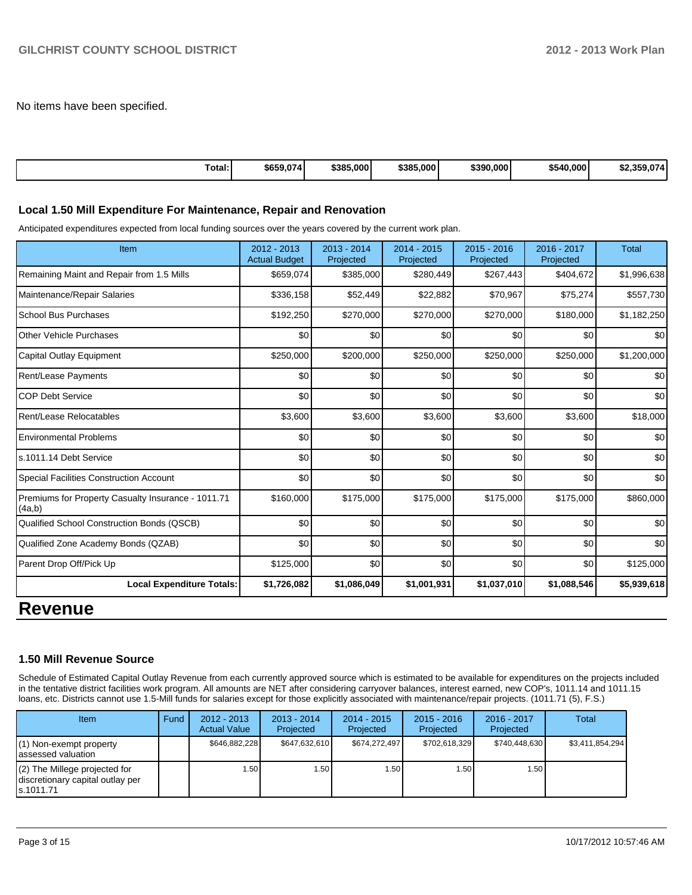No items have been specified.

| Total: | $659,074 | $385,000 | $385,000 | $390,000 | $540,000 | $2,359,074 |
|---|---|---|---|---|---|---|

### Local 1.50 Mill Expenditure For Maintenance, Repair and Renovation

Anticipated expenditures expected from local funding sources over the years covered by the current work plan.

| Item | 2012 - 2013 Actual Budget | 2013 - 2014 Projected | 2014 - 2015 Projected | 2015 - 2016 Projected | 2016 - 2017 Projected | Total |
|---|---|---|---|---|---|---|
| Remaining Maint and Repair from 1.5 Mills | $659,074 | $385,000 | $280,449 | $267,443 | $404,672 | $1,996,638 |
| Maintenance/Repair Salaries | $336,158 | $52,449 | $22,882 | $70,967 | $75,274 | $557,730 |
| School Bus Purchases | $192,250 | $270,000 | $270,000 | $270,000 | $180,000 | $1,182,250 |
| Other Vehicle Purchases | $0 | $0 | $0 | $0 | $0 | $0 |
| Capital Outlay Equipment | $250,000 | $200,000 | $250,000 | $250,000 | $250,000 | $1,200,000 |
| Rent/Lease Payments | $0 | $0 | $0 | $0 | $0 | $0 |
| COP Debt Service | $0 | $0 | $0 | $0 | $0 | $0 |
| Rent/Lease Relocatables | $3,600 | $3,600 | $3,600 | $3,600 | $3,600 | $18,000 |
| Environmental Problems | $0 | $0 | $0 | $0 | $0 | $0 |
| s.1011.14 Debt Service | $0 | $0 | $0 | $0 | $0 | $0 |
| Special Facilities Construction Account | $0 | $0 | $0 | $0 | $0 | $0 |
| Premiums for Property Casualty Insurance - 1011.71 (4a,b) | $160,000 | $175,000 | $175,000 | $175,000 | $175,000 | $860,000 |
| Qualified School Construction Bonds (QSCB) | $0 | $0 | $0 | $0 | $0 | $0 |
| Qualified Zone Academy Bonds (QZAB) | $0 | $0 | $0 | $0 | $0 | $0 |
| Parent Drop Off/Pick Up | $125,000 | $0 | $0 | $0 | $0 | $125,000 |
| **Local Expenditure Totals:** | **$1,726,082** | **$1,086,049** | **$1,001,931** | **$1,037,010** | **$1,088,546** | **$5,939,618** |

# Revenue

### 1.50 Mill Revenue Source

Schedule of Estimated Capital Outlay Revenue from each currently approved source which is estimated to be available for expenditures on the projects included in the tentative district facilities work program. All amounts are NET after considering carryover balances, interest earned, new COP's, 1011.14 and 1011.15 loans, etc. Districts cannot use 1.5-Mill funds for salaries except for those explicitly associated with maintenance/repair projects. (1011.71 (5), F.S.)

| Item | Fund | 2012 - 2013 Actual Value | 2013 - 2014 Projected | 2014 - 2015 Projected | 2015 - 2016 Projected | 2016 - 2017 Projected | Total |
|---|---|---|---|---|---|---|---|
| (1) Non-exempt property assessed valuation | | $646,882,228 | $647,632,610 | $674,272,497 | $702,618,329 | $740,448,630 | $3,411,854,294 |
| (2) The Millege projected for discretionary capital outlay per s.1011.71 | | 1.50 | 1.50 | 1.50 | 1.50 | 1.50 | |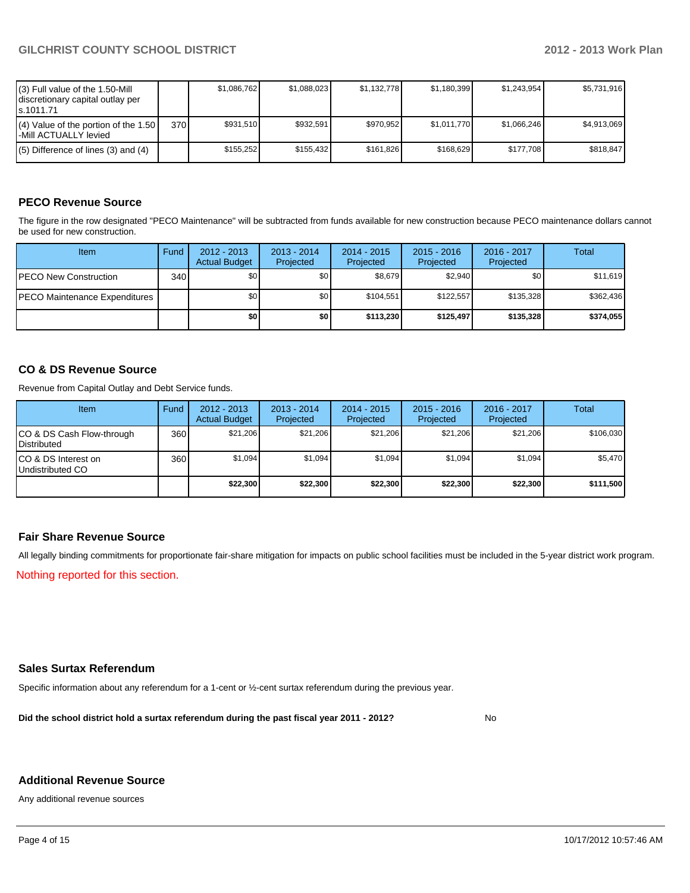| (3) Full value of the 1.50-Mill discretionary capital outlay per s.1011.71 | | $1,086,762 | $1,088,023 | $1,132,778 | $1,180,399 | $1,243,954 | $5,731,916 |
|---|---|---|---|---|---|---|---|
| (4) Value of the portion of the 1.50 -Mill ACTUALLY levied | 370 | $931,510 | $932,591 | $970,952 | $1,011,770 | $1,066,246 | $4,913,069 |
| (5) Difference of lines (3) and (4) | | $155,252 | $155,432 | $161,826 | $168,629 | $177,708 | $818,847 |

## PECO Revenue Source

The figure in the row designated "PECO Maintenance" will be subtracted from funds available for new construction because PECO maintenance dollars cannot be used for new construction.

| Item | Fund | 2012 - 2013 Actual Budget | 2013 - 2014 Projected | 2014 - 2015 Projected | 2015 - 2016 Projected | 2016 - 2017 Projected | Total |
|---|---|---|---|---|---|---|---|
| PECO New Construction | 340 | $0 | $0 | $8,679 | $2,940 | $0 | $11,619 |
| PECO Maintenance Expenditures | | $0 | $0 | $104,551 | $122,557 | $135,328 | $362,436 |
| | | **$0** | **$0** | **$113,230** | **$125,497** | **$135,328** | **$374,055** |

## CO & DS Revenue Source

Revenue from Capital Outlay and Debt Service funds.

| Item | Fund | 2012 - 2013 Actual Budget | 2013 - 2014 Projected | 2014 - 2015 Projected | 2015 - 2016 Projected | 2016 - 2017 Projected | Total |
|---|---|---|---|---|---|---|---|
| CO & DS Cash Flow-through Distributed | 360 | $21,206 | $21,206 | $21,206 | $21,206 | $21,206 | $106,030 |
| CO & DS Interest on Undistributed CO | 360 | $1,094 | $1,094 | $1,094 | $1,094 | $1,094 | $5,470 |
| | | **$22,300** | **$22,300** | **$22,300** | **$22,300** | **$22,300** | **$111,500** |

## Fair Share Revenue Source

All legally binding commitments for proportionate fair-share mitigation for impacts on public school facilities must be included in the 5-year district work program.

Nothing reported for this section.

## Sales Surtax Referendum

Specific information about any referendum for a 1-cent or ½-cent surtax referendum during the previous year.

**Did the school district hold a surtax referendum during the past fiscal year 2011 - 2012?** No

## Additional Revenue Source

Any additional revenue sources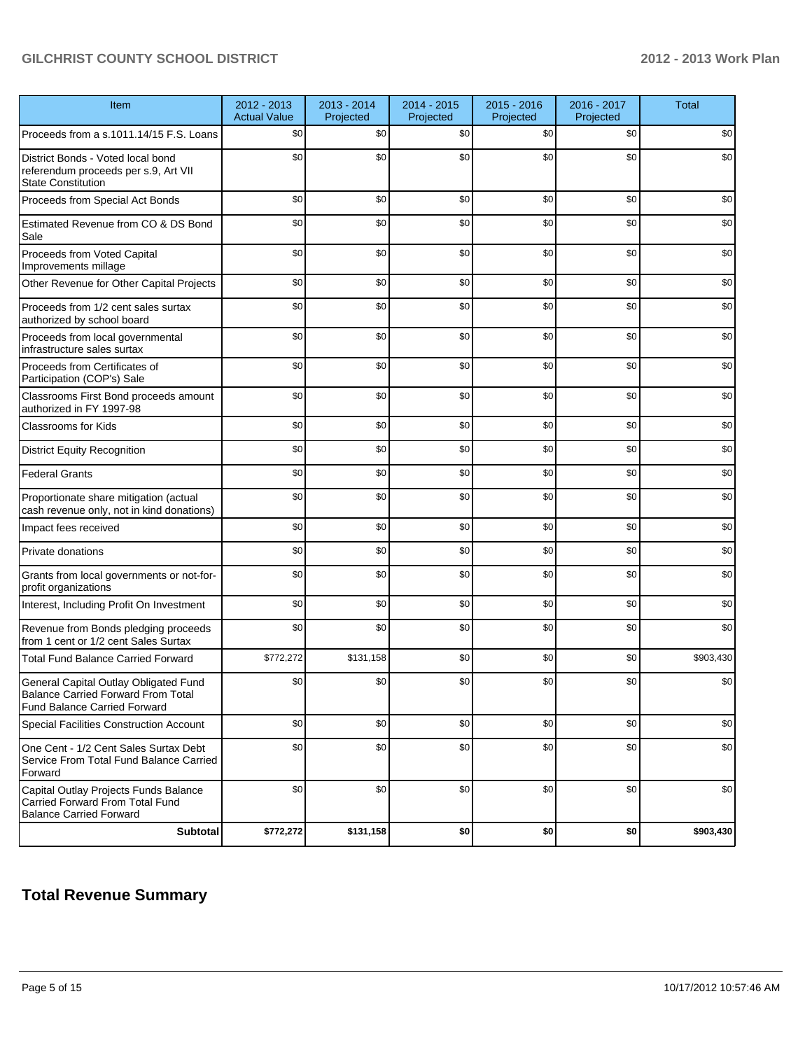| Item | 2012 - 2013 Actual Value | 2013 - 2014 Projected | 2014 - 2015 Projected | 2015 - 2016 Projected | 2016 - 2017 Projected | Total |
|---|---|---|---|---|---|---|
| Proceeds from a s.1011.14/15 F.S. Loans | $0 | $0 | $0 | $0 | $0 | $0 |
| District Bonds - Voted local bond referendum proceeds per s.9, Art VII State Constitution | $0 | $0 | $0 | $0 | $0 | $0 |
| Proceeds from Special Act Bonds | $0 | $0 | $0 | $0 | $0 | $0 |
| Estimated Revenue from CO & DS Bond Sale | $0 | $0 | $0 | $0 | $0 | $0 |
| Proceeds from Voted Capital Improvements millage | $0 | $0 | $0 | $0 | $0 | $0 |
| Other Revenue for Other Capital Projects | $0 | $0 | $0 | $0 | $0 | $0 |
| Proceeds from 1/2 cent sales surtax authorized by school board | $0 | $0 | $0 | $0 | $0 | $0 |
| Proceeds from local governmental infrastructure sales surtax | $0 | $0 | $0 | $0 | $0 | $0 |
| Proceeds from Certificates of Participation (COP's) Sale | $0 | $0 | $0 | $0 | $0 | $0 |
| Classrooms First Bond proceeds amount authorized in FY 1997-98 | $0 | $0 | $0 | $0 | $0 | $0 |
| Classrooms for Kids | $0 | $0 | $0 | $0 | $0 | $0 |
| District Equity Recognition | $0 | $0 | $0 | $0 | $0 | $0 |
| Federal Grants | $0 | $0 | $0 | $0 | $0 | $0 |
| Proportionate share mitigation (actual cash revenue only, not in kind donations) | $0 | $0 | $0 | $0 | $0 | $0 |
| Impact fees received | $0 | $0 | $0 | $0 | $0 | $0 |
| Private donations | $0 | $0 | $0 | $0 | $0 | $0 |
| Grants from local governments or not-for-profit organizations | $0 | $0 | $0 | $0 | $0 | $0 |
| Interest, Including Profit On Investment | $0 | $0 | $0 | $0 | $0 | $0 |
| Revenue from Bonds pledging proceeds from 1 cent or 1/2 cent Sales Surtax | $0 | $0 | $0 | $0 | $0 | $0 |
| Total Fund Balance Carried Forward | $772,272 | $131,158 | $0 | $0 | $0 | $903,430 |
| General Capital Outlay Obligated Fund Balance Carried Forward From Total Fund Balance Carried Forward | $0 | $0 | $0 | $0 | $0 | $0 |
| Special Facilities Construction Account | $0 | $0 | $0 | $0 | $0 | $0 |
| One Cent - 1/2 Cent Sales Surtax Debt Service From Total Fund Balance Carried Forward | $0 | $0 | $0 | $0 | $0 | $0 |
| Capital Outlay Projects Funds Balance Carried Forward From Total Fund Balance Carried Forward | $0 | $0 | $0 | $0 | $0 | $0 |
| **Subtotal** | **$772,272** | **$131,158** | **$0** | **$0** | **$0** | **$903,430** |

## Total Revenue Summary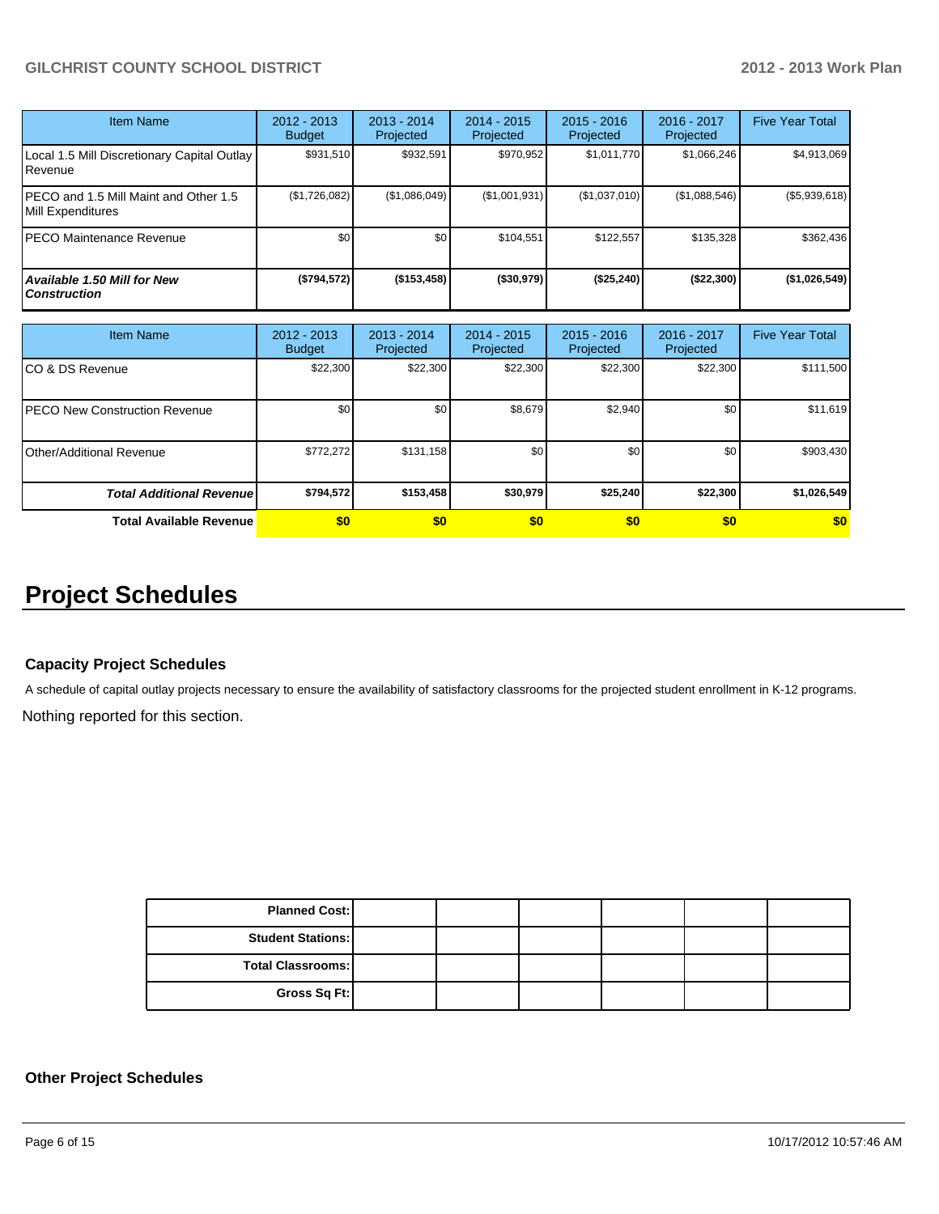| Item Name | 2012 - 2013 Budget | 2013 - 2014 Projected | 2014 - 2015 Projected | 2015 - 2016 Projected | 2016 - 2017 Projected | Five Year Total |
|---|---|---|---|---|---|---|
| Local 1.5 Mill Discretionary Capital Outlay Revenue | $931,510 | $932,591 | $970,952 | $1,011,770 | $1,066,246 | $4,913,069 |
| PECO and 1.5 Mill Maint and Other 1.5 Mill Expenditures | ($1,726,082) | ($1,086,049) | ($1,001,931) | ($1,037,010) | ($1,088,546) | ($5,939,618) |
| PECO Maintenance Revenue | $0 | $0 | $104,551 | $122,557 | $135,328 | $362,436 |
| ***Available 1.50 Mill for New Construction*** | **($794,572)** | **($153,458)** | **($30,979)** | **($25,240)** | **($22,300)** | **($1,026,549)** |

| Item Name | 2012 - 2013 Budget | 2013 - 2014 Projected | 2014 - 2015 Projected | 2015 - 2016 Projected | 2016 - 2017 Projected | Five Year Total |
|---|---|---|---|---|---|---|
| CO & DS Revenue | $22,300 | $22,300 | $22,300 | $22,300 | $22,300 | $111,500 |
| PECO New Construction Revenue | $0 | $0 | $8,679 | $2,940 | $0 | $11,619 |
| Other/Additional Revenue | $772,272 | $131,158 | $0 | $0 | $0 | $903,430 |
| ***Total Additional Revenue*** | **$794,572** | **$153,458** | **$30,979** | **$25,240** | **$22,300** | **$1,026,549** |
| **Total Available Revenue** | **$0** | **$0** | **$0** | **$0** | **$0** | **$0** |

# Project Schedules

### Capacity Project Schedules

A schedule of capital outlay projects necessary to ensure the availability of satisfactory classrooms for the projected student enrollment in K-12 programs.

Nothing reported for this section.

| | | | | | | |
|---|---|---|---|---|---|---|
| **Planned Cost:** | | | | | | |
| **Student Stations:** | | | | | | |
| **Total Classrooms:** | | | | | | |
| **Gross Sq Ft:** | | | | | | |

### Other Project Schedules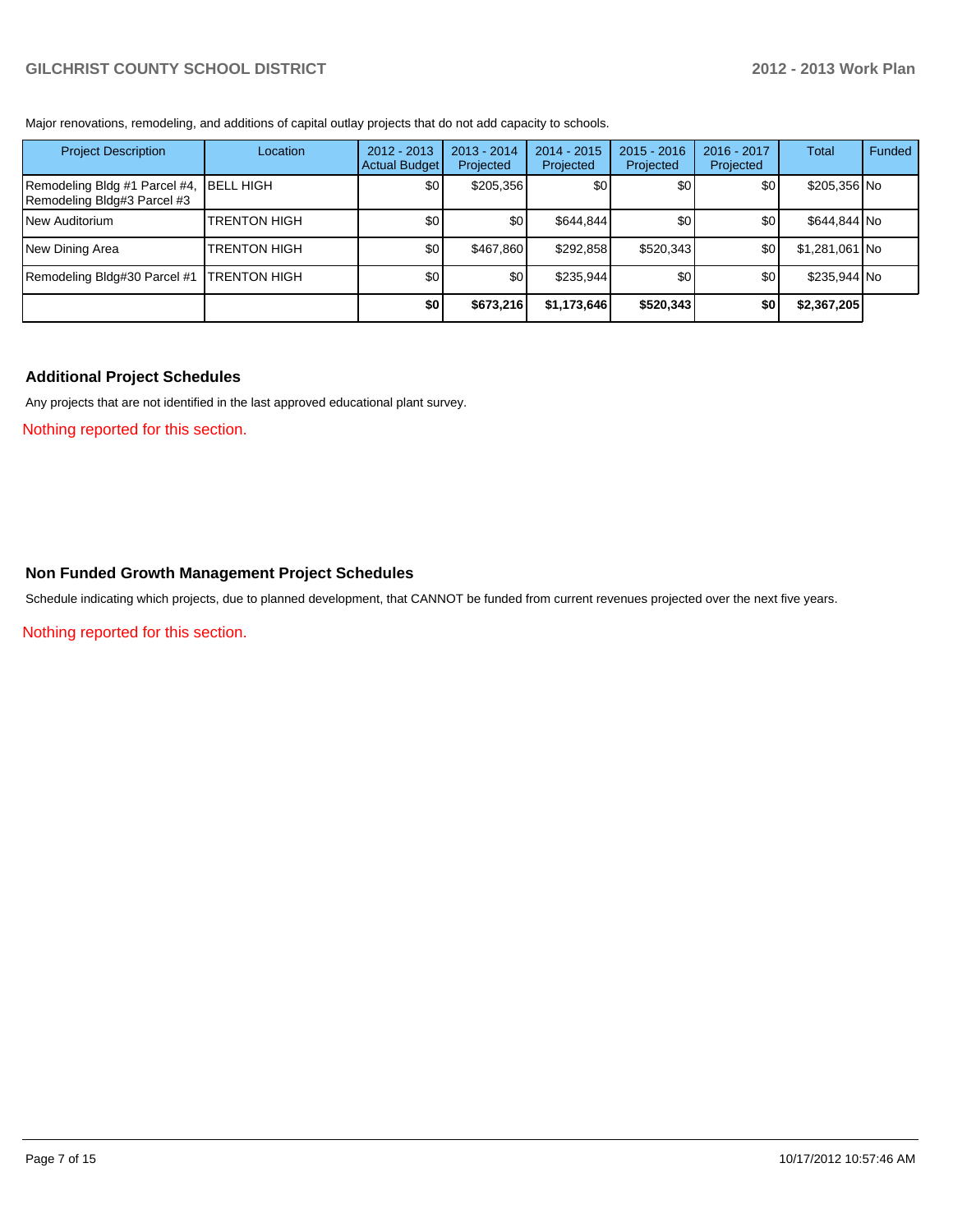Major renovations, remodeling, and additions of capital outlay projects that do not add capacity to schools.

| Project Description | Location | 2012 - 2013 Actual Budget | 2013 - 2014 Projected | 2014 - 2015 Projected | 2015 - 2016 Projected | 2016 - 2017 Projected | Total | Funded |
|---|---|---|---|---|---|---|---|---|
| Remodeling Bldg #1 Parcel #4, Remodeling Bldg#3 Parcel #3 | BELL HIGH | $0 | $205,356 | $0 | $0 | $0 | $205,356 | No |
| New Auditorium | TRENTON HIGH | $0 | $0 | $644,844 | $0 | $0 | $644,844 | No |
| New Dining Area | TRENTON HIGH | $0 | $467,860 | $292,858 | $520,343 | $0 | $1,281,061 | No |
| Remodeling Bldg#30 Parcel #1 | TRENTON HIGH | $0 | $0 | $235,944 | $0 | $0 | $235,944 | No |
| | | **$0** | **$673,216** | **$1,173,646** | **$520,343** | **$0** | **$2,367,205** | |

## Additional Project Schedules

Any projects that are not identified in the last approved educational plant survey.

Nothing reported for this section.

## Non Funded Growth Management Project Schedules

Schedule indicating which projects, due to planned development, that CANNOT be funded from current revenues projected over the next five years.

Nothing reported for this section.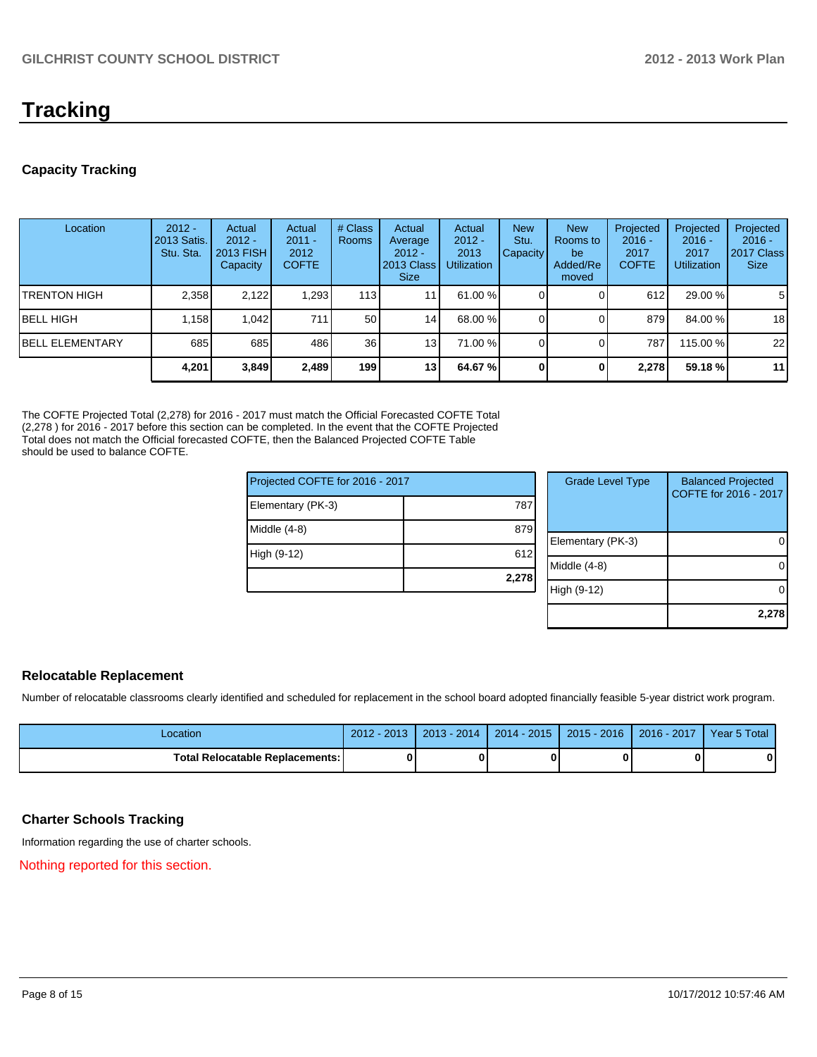# Tracking

## Capacity Tracking

| Location | 2012 - 2013 Satis. Stu. Sta. | Actual 2012 - 2013 FISH Capacity | Actual 2011 - 2012 COFTE | # Class Rooms | Actual Average 2012 - 2013 Class Size | Actual 2012 - 2013 Utilization | New Stu. Capacity | New Rooms to be Added/Removed | Projected 2016 - 2017 COFTE | Projected 2016 - 2017 Utilization | Projected 2016 - 2017 Class Size |
|---|---|---|---|---|---|---|---|---|---|---|---|
| TRENTON HIGH | 2,358 | 2,122 | 1,293 | 113 | 11 | 61.00 % | 0 | 0 | 612 | 29.00 % | 5 |
| BELL HIGH | 1,158 | 1,042 | 711 | 50 | 14 | 68.00 % | 0 | 0 | 879 | 84.00 % | 18 |
| BELL ELEMENTARY | 685 | 685 | 486 | 36 | 13 | 71.00 % | 0 | 0 | 787 | 115.00 % | 22 |
| | **4,201** | **3,849** | **2,489** | **199** | **13** | **64.67 %** | **0** | **0** | **2,278** | **59.18 %** | **11** |

The COFTE Projected Total (2,278) for 2016 - 2017 must match the Official Forecasted COFTE Total (2,278 ) for 2016 - 2017 before this section can be completed. In the event that the COFTE Projected Total does not match the Official forecasted COFTE, then the Balanced Projected COFTE Table should be used to balance COFTE.

| Projected COFTE for 2016 - 2017 | |
|---|---|
| Elementary (PK-3) | 787 |
| Middle (4-8) | 879 |
| High (9-12) | 612 |
| | **2,278** |

| Grade Level Type | Balanced Projected COFTE for 2016 - 2017 |
|---|---|
| Elementary (PK-3) | 0 |
| Middle (4-8) | 0 |
| High (9-12) | 0 |
| | **2,278** |

## Relocatable Replacement

Number of relocatable classrooms clearly identified and scheduled for replacement in the school board adopted financially feasible 5-year district work program.

| Location | 2012 - 2013 | 2013 - 2014 | 2014 - 2015 | 2015 - 2016 | 2016 - 2017 | Year 5 Total |
|---|---|---|---|---|---|---|
| **Total Relocatable Replacements:** | **0** | **0** | **0** | **0** | **0** | **0** |

## Charter Schools Tracking

Information regarding the use of charter schools.

Nothing reported for this section.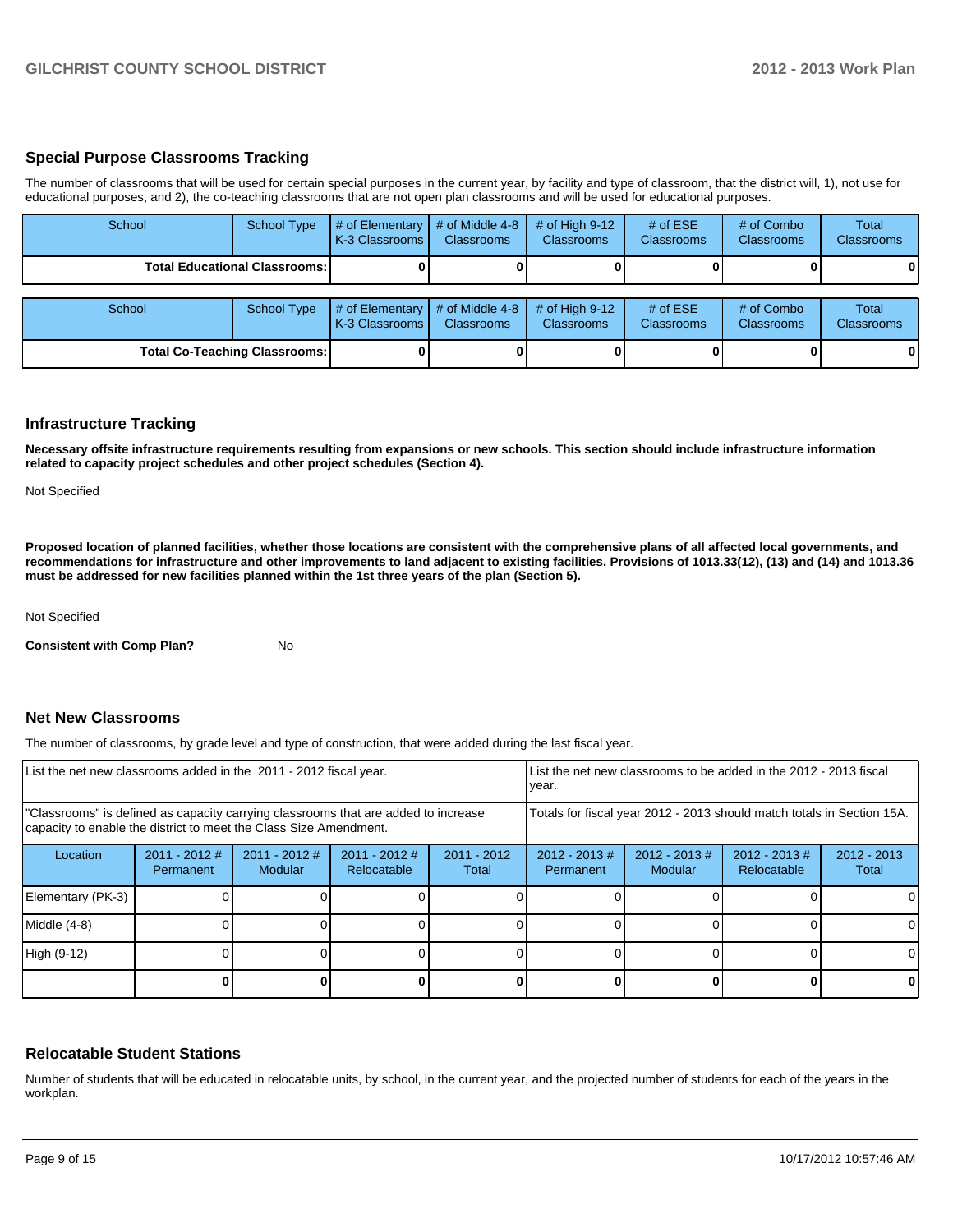## Special Purpose Classrooms Tracking

The number of classrooms that will be used for certain special purposes in the current year, by facility and type of classroom, that the district will, 1), not use for educational purposes, and 2), the co-teaching classrooms that are not open plan classrooms and will be used for educational purposes.

| School | School Type | # of Elementary K-3 Classrooms | # of Middle 4-8 Classrooms | # of High 9-12 Classrooms | # of ESE Classrooms | # of Combo Classrooms | Total Classrooms |
|---|---|---|---|---|---|---|---|
| **Total Educational Classrooms:** | | **0** | **0** | **0** | **0** | **0** | **0** |

| School | School Type | # of Elementary K-3 Classrooms | # of Middle 4-8 Classrooms | # of High 9-12 Classrooms | # of ESE Classrooms | # of Combo Classrooms | Total Classrooms |
|---|---|---|---|---|---|---|---|
| **Total Co-Teaching Classrooms:** | | **0** | **0** | **0** | **0** | **0** | **0** |

## Infrastructure Tracking

**Necessary offsite infrastructure requirements resulting from expansions or new schools. This section should include infrastructure information related to capacity project schedules and other project schedules (Section 4).**

Not Specified

**Proposed location of planned facilities, whether those locations are consistent with the comprehensive plans of all affected local governments, and recommendations for infrastructure and other improvements to land adjacent to existing facilities. Provisions of 1013.33(12), (13) and (14) and 1013.36 must be addressed for new facilities planned within the 1st three years of the plan (Section 5).**

Not Specified

**Consistent with Comp Plan?** No

## Net New Classrooms

The number of classrooms, by grade level and type of construction, that were added during the last fiscal year.

| List the net new classrooms added in the 2011 - 2012 fiscal year. | | | | | List the net new classrooms to be added in the 2012 - 2013 fiscal year. | | | |
|---|---|---|---|---|---|---|---|---|
| "Classrooms" is defined as capacity carrying classrooms that are added to increase capacity to enable the district to meet the Class Size Amendment. | | | | | Totals for fiscal year 2012 - 2013 should match totals in Section 15A. | | | |
| Location | 2011 - 2012 # Permanent | 2011 - 2012 # Modular | 2011 - 2012 # Relocatable | 2011 - 2012 Total | 2012 - 2013 # Permanent | 2012 - 2013 # Modular | 2012 - 2013 # Relocatable | 2012 - 2013 Total |
| Elementary (PK-3) | 0 | 0 | 0 | 0 | 0 | 0 | 0 | 0 |
| Middle (4-8) | 0 | 0 | 0 | 0 | 0 | 0 | 0 | 0 |
| High (9-12) | 0 | 0 | 0 | 0 | 0 | 0 | 0 | 0 |
| | **0** | **0** | **0** | **0** | **0** | **0** | **0** | **0** |

## Relocatable Student Stations

Number of students that will be educated in relocatable units, by school, in the current year, and the projected number of students for each of the years in the workplan.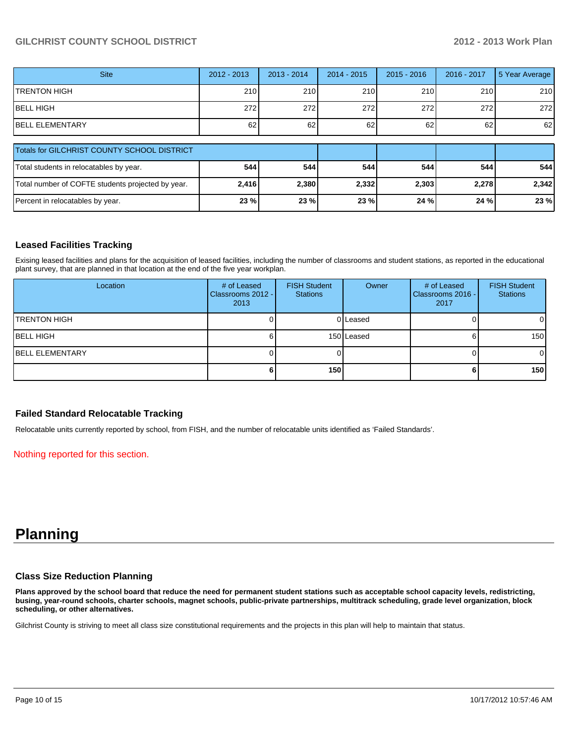| Site | 2012 - 2013 | 2013 - 2014 | 2014 - 2015 | 2015 - 2016 | 2016 - 2017 | 5 Year Average |
|---|---|---|---|---|---|---|
| TRENTON HIGH | 210 | 210 | 210 | 210 | 210 | 210 |
| BELL HIGH | 272 | 272 | 272 | 272 | 272 | 272 |
| BELL ELEMENTARY | 62 | 62 | 62 | 62 | 62 | 62 |

| Totals for GILCHRIST COUNTY SCHOOL DISTRICT | | | | | | |
|---|---|---|---|---|---|---|
| Total students in relocatables by year. | **544** | **544** | **544** | **544** | **544** | **544** |
| Total number of COFTE students projected by year. | **2,416** | **2,380** | **2,332** | **2,303** | **2,278** | **2,342** |
| Percent in relocatables by year. | **23 %** | **23 %** | **23 %** | **24 %** | **24 %** | **23 %** |

### Leased Facilities Tracking

Exising leased facilities and plans for the acquisition of leased facilities, including the number of classrooms and student stations, as reported in the educational plant survey, that are planned in that location at the end of the five year workplan.

| Location | # of Leased Classrooms 2012 - 2013 | FISH Student Stations | Owner | # of Leased Classrooms 2016 - 2017 | FISH Student Stations |
|---|---|---|---|---|---|
| TRENTON HIGH | 0 | 0 | Leased | 0 | 0 |
| BELL HIGH | 6 | 150 | Leased | 6 | 150 |
| BELL ELEMENTARY | 0 | 0 | | 0 | 0 |
| | **6** | **150** | | **6** | **150** |

### Failed Standard Relocatable Tracking

Relocatable units currently reported by school, from FISH, and the number of relocatable units identified as 'Failed Standards'.

Nothing reported for this section.

# Planning

### Class Size Reduction Planning

**Plans approved by the school board that reduce the need for permanent student stations such as acceptable school capacity levels, redistricting, busing, year-round schools, charter schools, magnet schools, public-private partnerships, multitrack scheduling, grade level organization, block scheduling, or other alternatives.**

Gilchrist County is striving to meet all class size constitutional requirements and the projects in this plan will help to maintain that status.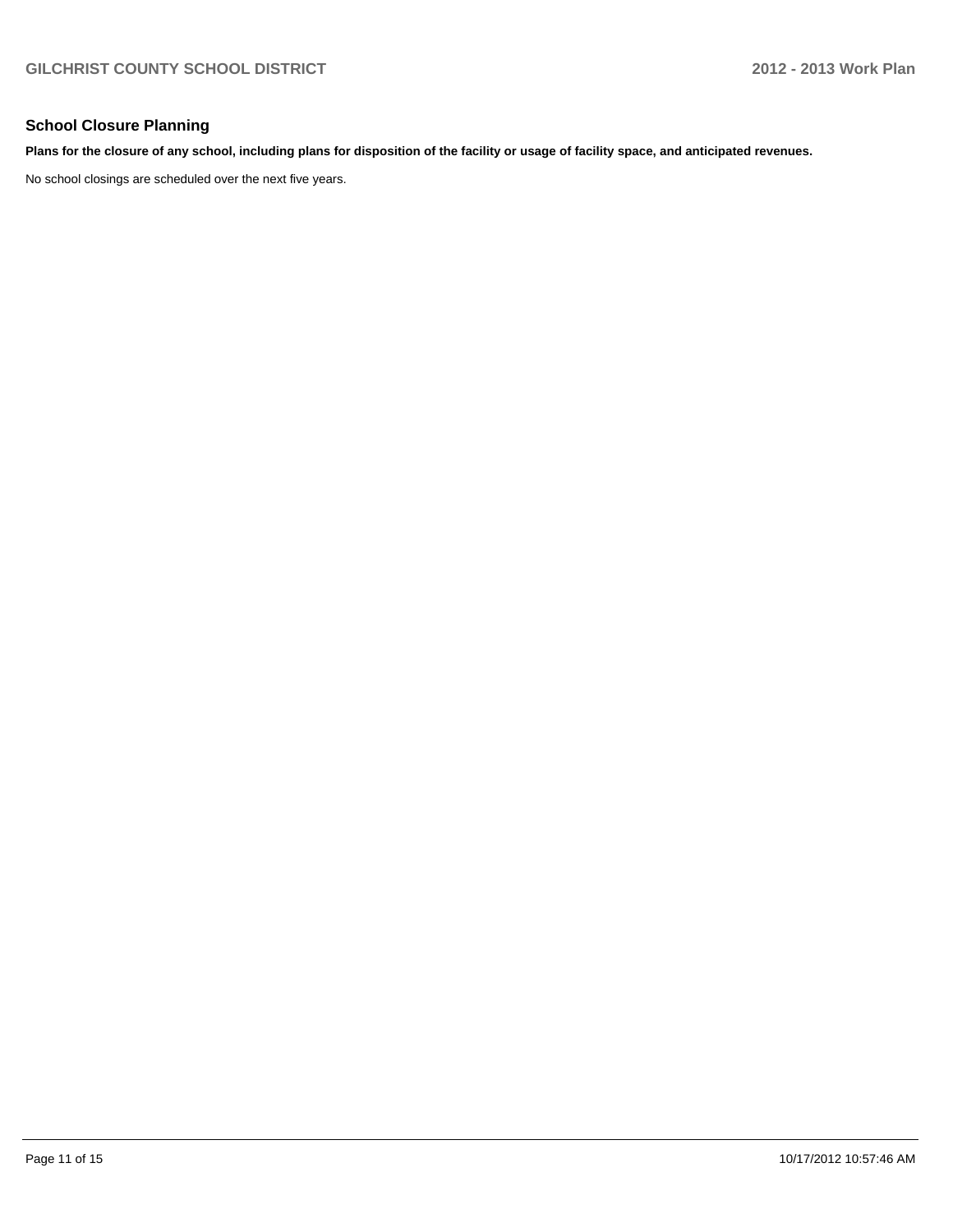## School Closure Planning

**Plans for the closure of any school, including plans for disposition of the facility or usage of facility space, and anticipated revenues.**

No school closings are scheduled over the next five years.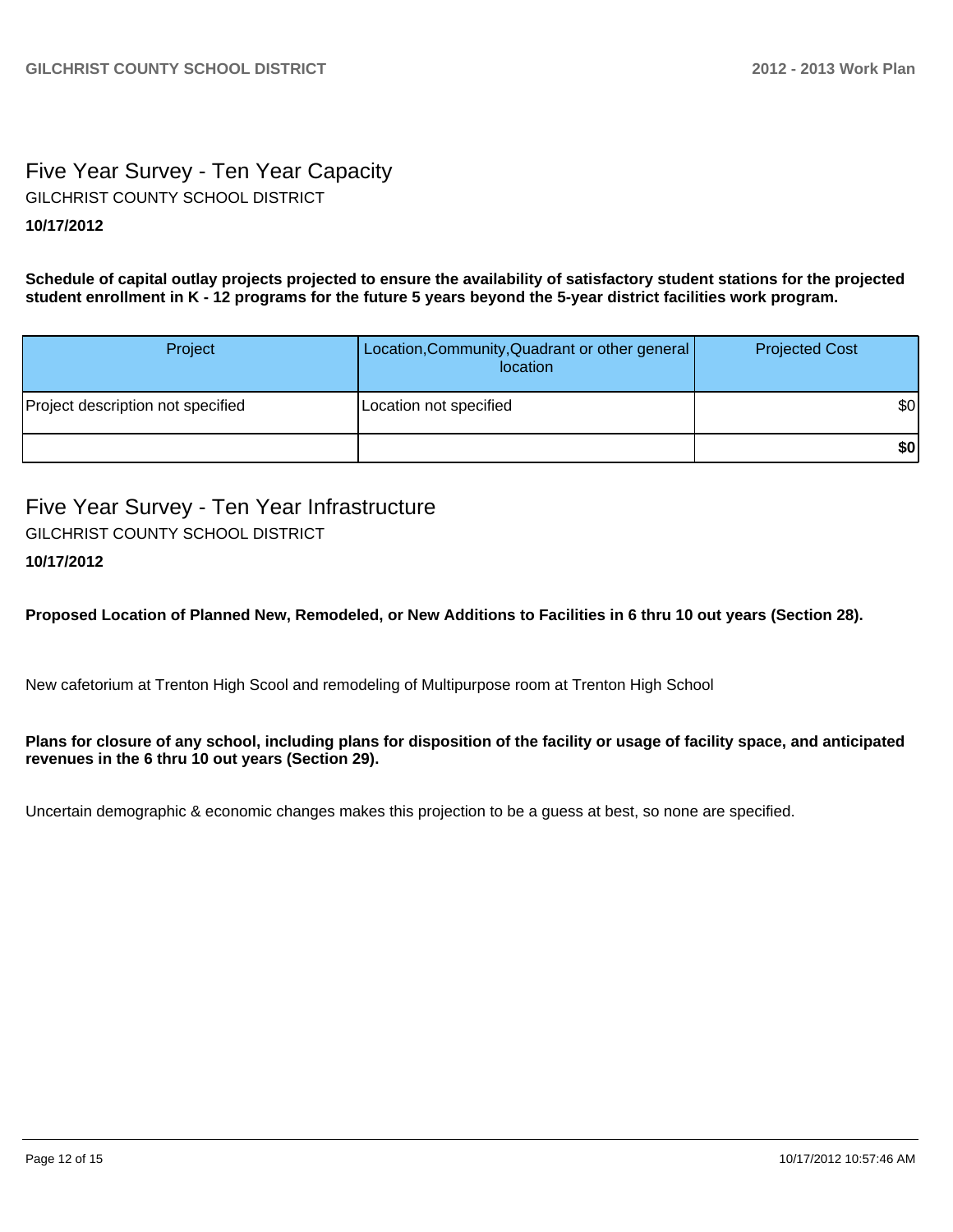## Five Year Survey - Ten Year Capacity

GILCHRIST COUNTY SCHOOL DISTRICT

**10/17/2012**

**Schedule of capital outlay projects projected to ensure the availability of satisfactory student stations for the projected student enrollment in K - 12 programs for the future 5 years beyond the 5-year district facilities work program.**

| Project | Location,Community,Quadrant or other general location | Projected Cost |
| --- | --- | --- |
| Project description not specified | Location not specified | $0 |
| | | **$0** |

## Five Year Survey - Ten Year Infrastructure

GILCHRIST COUNTY SCHOOL DISTRICT

**10/17/2012**

**Proposed Location of Planned New, Remodeled, or New Additions to Facilities in 6 thru 10 out years (Section 28).**

New cafetorium at Trenton High Scool and remodeling of Multipurpose room at Trenton High School

**Plans for closure of any school, including plans for disposition of the facility or usage of facility space, and anticipated revenues in the 6 thru 10 out years (Section 29).**

Uncertain demographic & economic changes makes this projection to be a guess at best, so none are specified.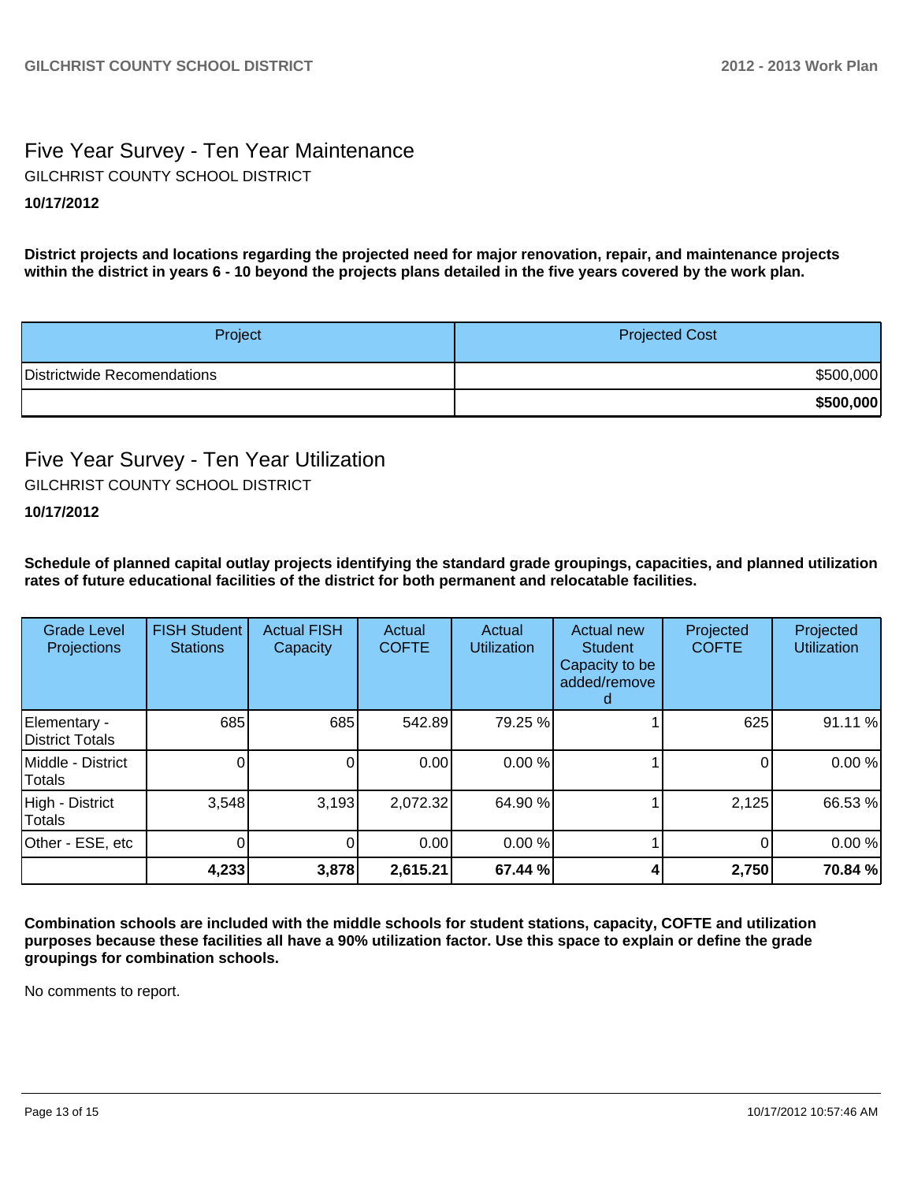## Five Year Survey - Ten Year Maintenance

GILCHRIST COUNTY SCHOOL DISTRICT

**10/17/2012**

**District projects and locations regarding the projected need for major renovation, repair, and maintenance projects within the district in years 6 - 10 beyond the projects plans detailed in the five years covered by the work plan.**

| Project | Projected Cost |
|---|---|
| Districtwide Recomendations | $500,000 |
| | **$500,000** |

## Five Year Survey - Ten Year Utilization

GILCHRIST COUNTY SCHOOL DISTRICT

**10/17/2012**

**Schedule of planned capital outlay projects identifying the standard grade groupings, capacities, and planned utilization rates of future educational facilities of the district for both permanent and relocatable facilities.**

| Grade Level Projections | FISH Student Stations | Actual FISH Capacity | Actual COFTE | Actual Utilization | Actual new Student Capacity to be added/removed | Projected COFTE | Projected Utilization |
|---|---|---|---|---|---|---|---|
| Elementary - District Totals | 685 | 685 | 542.89 | 79.25 % | 1 | 625 | 91.11 % |
| Middle - District Totals | 0 | 0 | 0.00 | 0.00 % | 1 | 0 | 0.00 % |
| High - District Totals | 3,548 | 3,193 | 2,072.32 | 64.90 % | 1 | 2,125 | 66.53 % |
| Other - ESE, etc | 0 | 0 | 0.00 | 0.00 % | 1 | 0 | 0.00 % |
| | **4,233** | **3,878** | **2,615.21** | **67.44 %** | **4** | **2,750** | **70.84 %** |

**Combination schools are included with the middle schools for student stations, capacity, COFTE and utilization purposes because these facilities all have a 90% utilization factor. Use this space to explain or define the grade groupings for combination schools.**

No comments to report.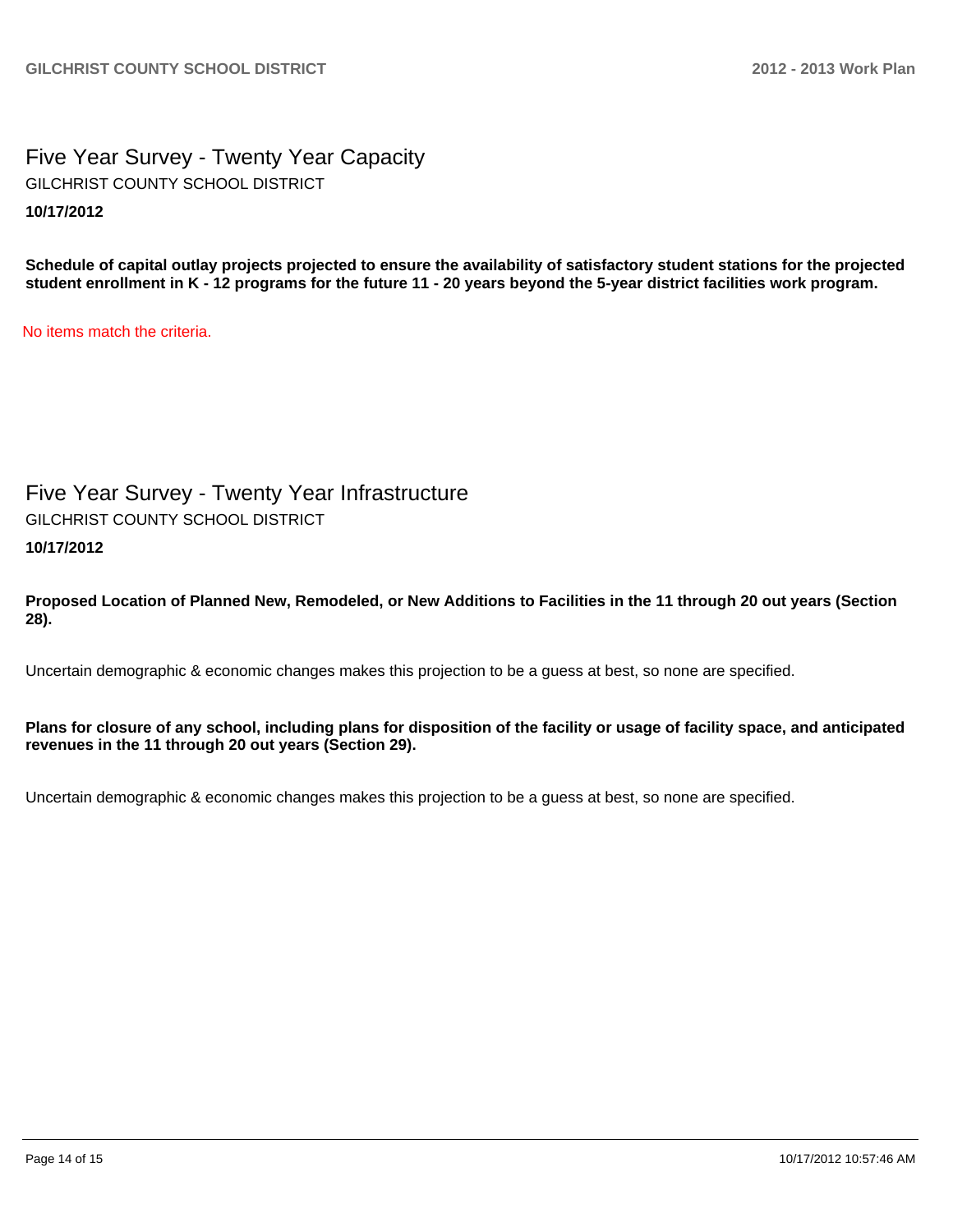## Five Year Survey - Twenty Year Capacity

GILCHRIST COUNTY SCHOOL DISTRICT

**10/17/2012**

**Schedule of capital outlay projects projected to ensure the availability of satisfactory student stations for the projected student enrollment in K - 12 programs for the future 11 - 20 years beyond the 5-year district facilities work program.**

No items match the criteria.

## Five Year Survey - Twenty Year Infrastructure

GILCHRIST COUNTY SCHOOL DISTRICT

**10/17/2012**

**Proposed Location of Planned New, Remodeled, or New Additions to Facilities in the 11 through 20 out years (Section 28).**

Uncertain demographic & economic changes makes this projection to be a guess at best, so none are specified.

**Plans for closure of any school, including plans for disposition of the facility or usage of facility space, and anticipated revenues in the 11 through 20 out years (Section 29).**

Uncertain demographic & economic changes makes this projection to be a guess at best, so none are specified.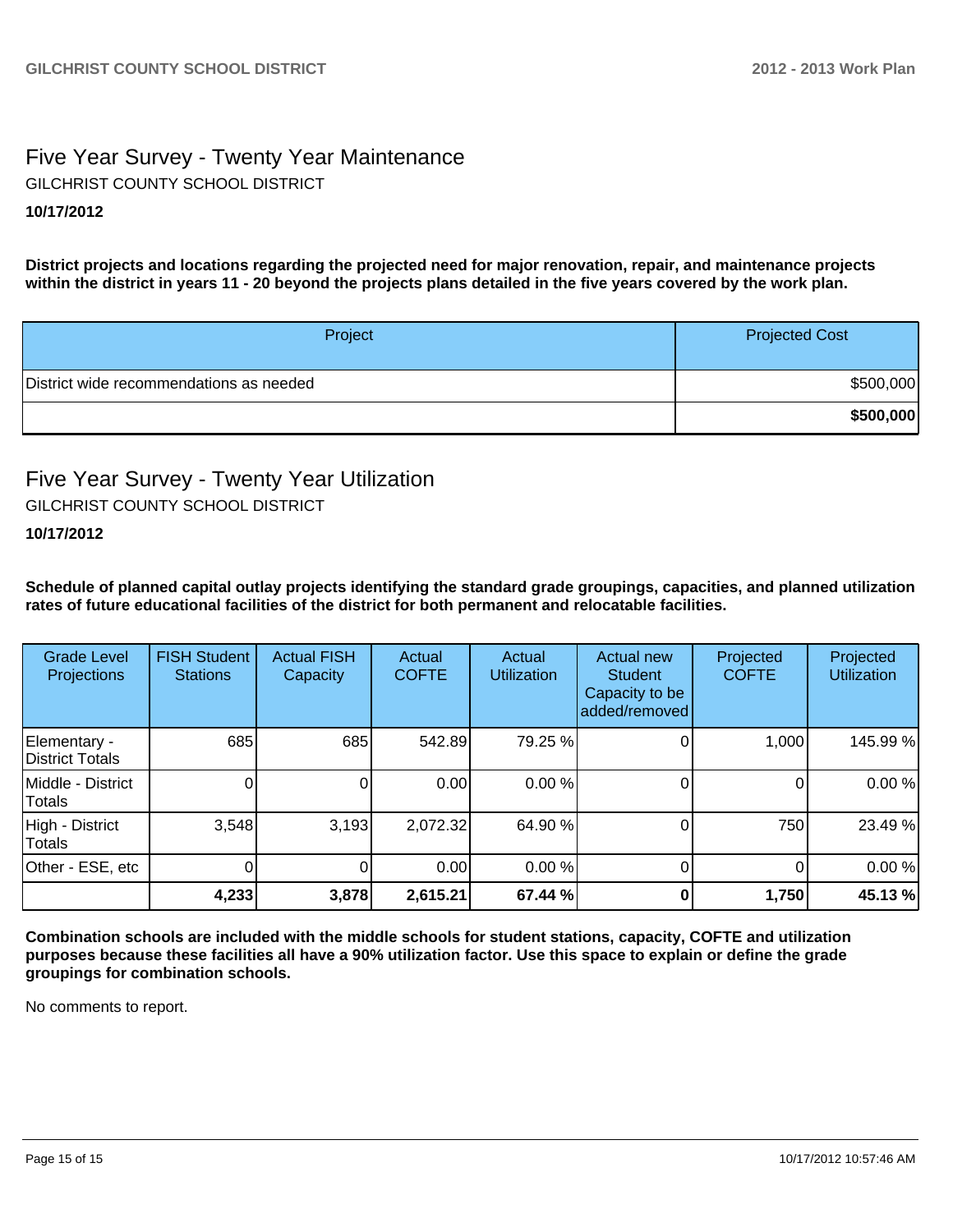## Five Year Survey - Twenty Year Maintenance

GILCHRIST COUNTY SCHOOL DISTRICT

**10/17/2012**

**District projects and locations regarding the projected need for major renovation, repair, and maintenance projects within the district in years 11 - 20 beyond the projects plans detailed in the five years covered by the work plan.**

| Project | Projected Cost |
|---|---|
| District wide recommendations as needed | $500,000 |
| | **$500,000** |

## Five Year Survey - Twenty Year Utilization

GILCHRIST COUNTY SCHOOL DISTRICT

**10/17/2012**

**Schedule of planned capital outlay projects identifying the standard grade groupings, capacities, and planned utilization rates of future educational facilities of the district for both permanent and relocatable facilities.**

| Grade Level Projections | FISH Student Stations | Actual FISH Capacity | Actual COFTE | Actual Utilization | Actual new Student Capacity to be added/removed | Projected COFTE | Projected Utilization |
|---|---|---|---|---|---|---|---|
| Elementary - District Totals | 685 | 685 | 542.89 | 79.25 % | 0 | 1,000 | 145.99 % |
| Middle - District Totals | 0 | 0 | 0.00 | 0.00 % | 0 | 0 | 0.00 % |
| High - District Totals | 3,548 | 3,193 | 2,072.32 | 64.90 % | 0 | 750 | 23.49 % |
| Other - ESE, etc | 0 | 0 | 0.00 | 0.00 % | 0 | 0 | 0.00 % |
| | **4,233** | **3,878** | **2,615.21** | **67.44 %** | **0** | **1,750** | **45.13 %** |

**Combination schools are included with the middle schools for student stations, capacity, COFTE and utilization purposes because these facilities all have a 90% utilization factor. Use this space to explain or define the grade groupings for combination schools.**

No comments to report.